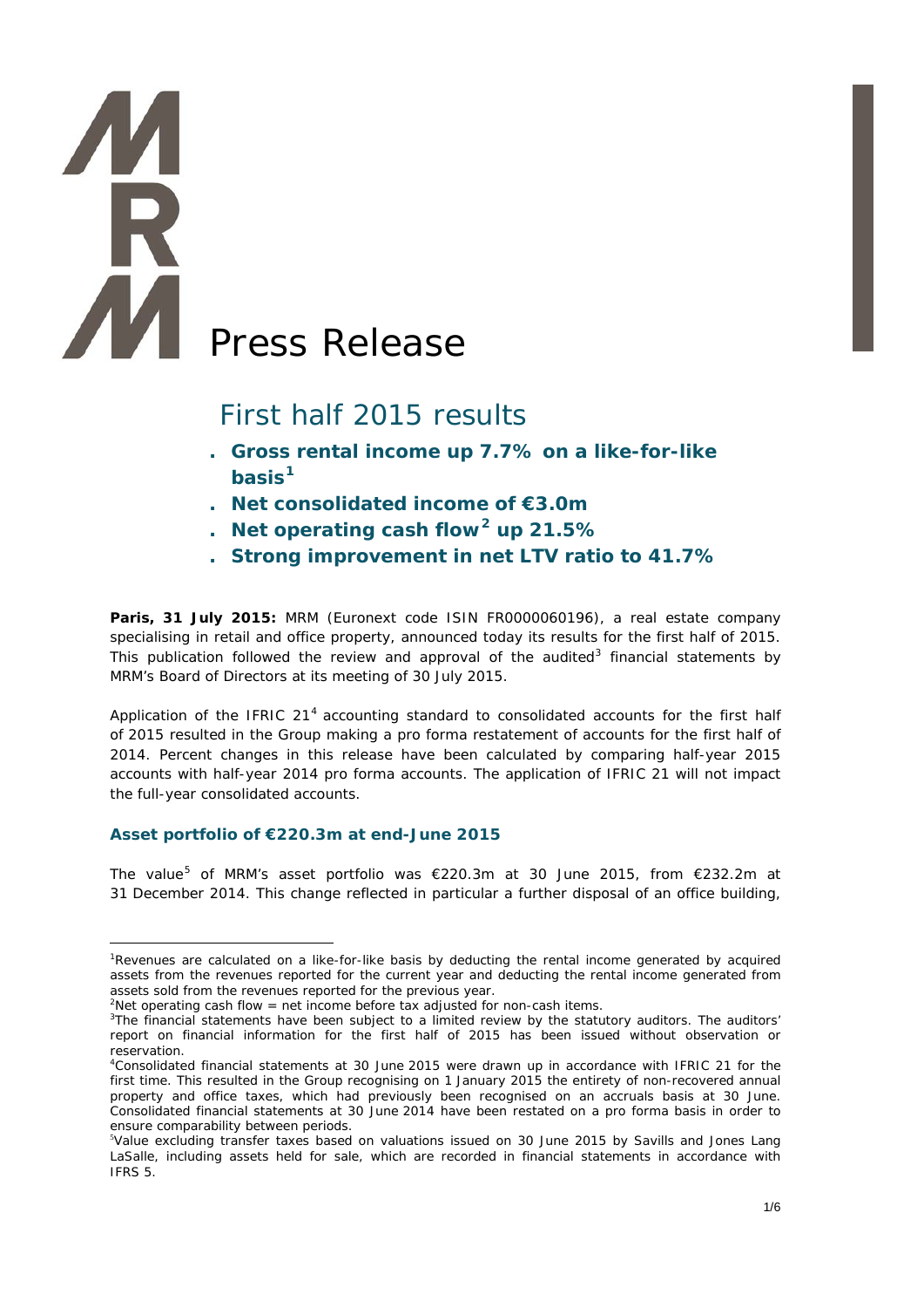# Press Release

## First half 2015 results

- **Gross rental income up 7.7% on a like-for-like basis[1]**
- **Net consolidated income of €3.0m**
- **Net operating cash flow[2] up 21.5%**
- **Strong improvement in net LTV ratio to 41.7%**

**Paris, 31 July 2015:** MRM (Euronext code ISIN FR0000060196), a real estate company specialising in retail and office property, announced today its results for the first half of 2015. This publication followed the review and approval of the audited[3] financial statements by MRM's Board of Directors at its meeting of 30 July 2015.

Application of the IFRIC 21[4] accounting standard to consolidated accounts for the first half of 2015 resulted in the Group making a pro forma restatement of accounts for the first half of 2014. Percent changes in this release have been calculated by comparing half-year 2015 accounts with half-year 2014 pro forma accounts. The application of IFRIC 21 will not impact the full-year consolidated accounts.

### Asset portfolio of €220.3m at end-June 2015

The value[5] of MRM's asset portfolio was €220.3m at 30 June 2015, from €232.2m at 31 December 2014. This change reflected in particular a further disposal of an office building,

---

[1]Revenues are calculated on a like-for-like basis by deducting the rental income generated by acquired assets from the revenues reported for the current year and deducting the rental income generated from assets sold from the revenues reported for the previous year.

[2]Net operating cash flow = net income before tax adjusted for non-cash items.

[3]The financial statements have been subject to a limited review by the statutory auditors. The auditors' report on financial information for the first half of 2015 has been issued without observation or reservation.

[4]Consolidated financial statements at 30 June 2015 were drawn up in accordance with IFRIC 21 for the first time. This resulted in the Group recognising on 1 January 2015 the entirety of non-recovered annual property and office taxes, which had previously been recognised on an accruals basis at 30 June. Consolidated financial statements at 30 June 2014 have been restated on a pro forma basis in order to ensure comparability between periods.

[5]Value excluding transfer taxes based on valuations issued on 30 June 2015 by Savills and Jones Lang LaSalle, including assets held for sale, which are recorded in financial statements in accordance with IFRS 5.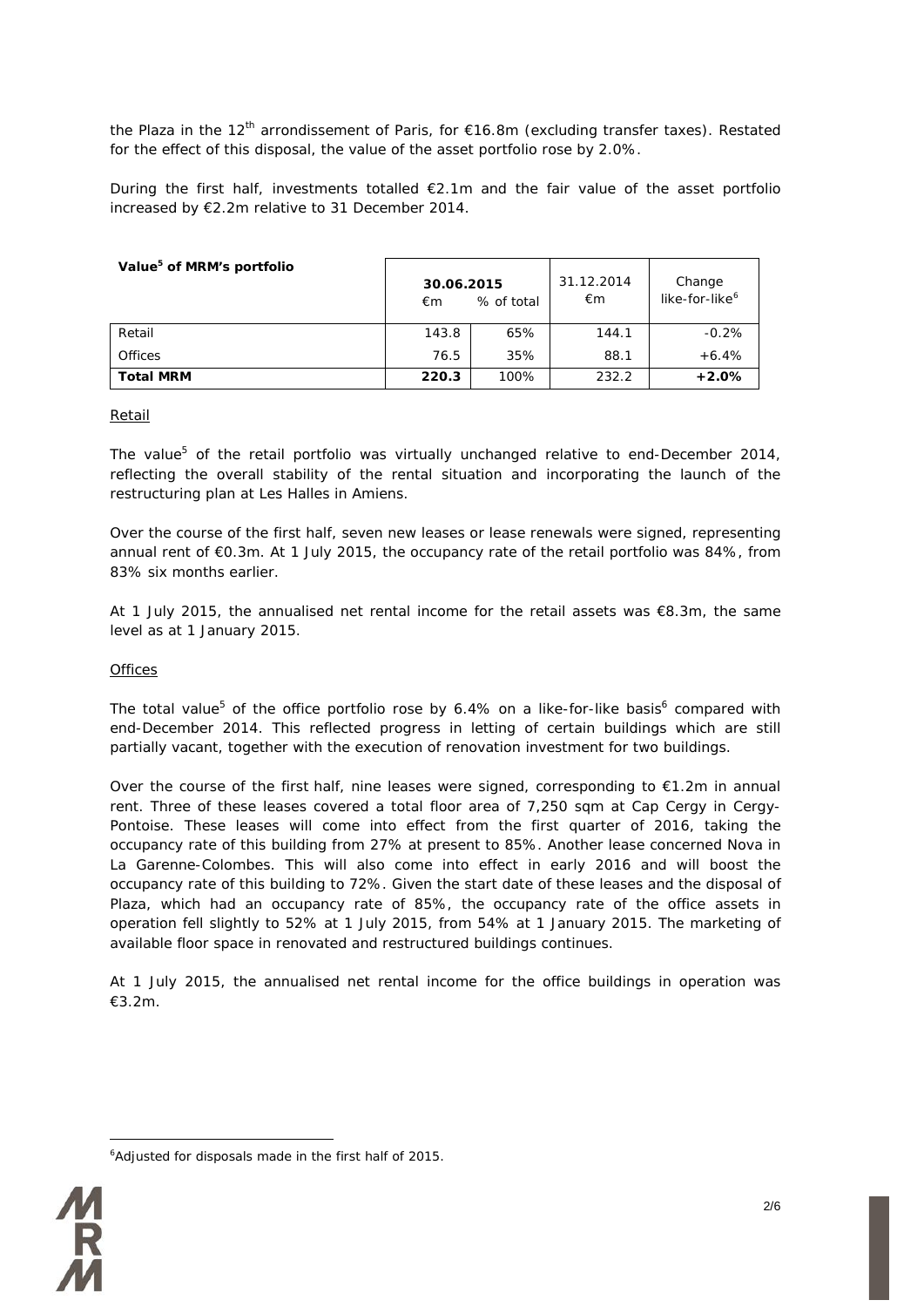the Plaza in the 12th arrondissement of Paris, for €16.8m (excluding transfer taxes). Restated for the effect of this disposal, the value of the asset portfolio rose by 2.0%.

During the first half, investments totalled €2.1m and the fair value of the asset portfolio increased by €2.2m relative to 31 December 2014.

| Value[5] of MRM's portfolio | 30.06.2015 | | 31.12.2014 | Change |
|---|---|---|---|---|
| | €m | % of total | €m | like-for-like[6] |
| Retail | 143.8 | 65% | 144.1 | -0.2% |
| Offices | 76.5 | 35% | 88.1 | +6.4% |
| **Total MRM** | **220.3** | 100% | 232.2 | **+2.0%** |

Retail

The value[5] of the retail portfolio was virtually unchanged relative to end-December 2014, reflecting the overall stability of the rental situation and incorporating the launch of the restructuring plan at Les Halles in Amiens.

Over the course of the first half, seven new leases or lease renewals were signed, representing annual rent of €0.3m. At 1 July 2015, the occupancy rate of the retail portfolio was 84%, from 83% six months earlier.

At 1 July 2015, the annualised net rental income for the retail assets was €8.3m, the same level as at 1 January 2015.

Offices

The total value[5] of the office portfolio rose by 6.4% on a like-for-like basis[6] compared with end-December 2014. This reflected progress in letting of certain buildings which are still partially vacant, together with the execution of renovation investment for two buildings.

Over the course of the first half, nine leases were signed, corresponding to €1.2m in annual rent. Three of these leases covered a total floor area of 7,250 sqm at Cap Cergy in Cergy-Pontoise. These leases will come into effect from the first quarter of 2016, taking the occupancy rate of this building from 27% at present to 85%. Another lease concerned Nova in La Garenne-Colombes. This will also come into effect in early 2016 and will boost the occupancy rate of this building to 72%. Given the start date of these leases and the disposal of Plaza, which had an occupancy rate of 85%, the occupancy rate of the office assets in operation fell slightly to 52% at 1 July 2015, from 54% at 1 January 2015. The marketing of available floor space in renovated and restructured buildings continues.

At 1 July 2015, the annualised net rental income for the office buildings in operation was €3.2m.

[6]Adjusted for disposals made in the first half of 2015.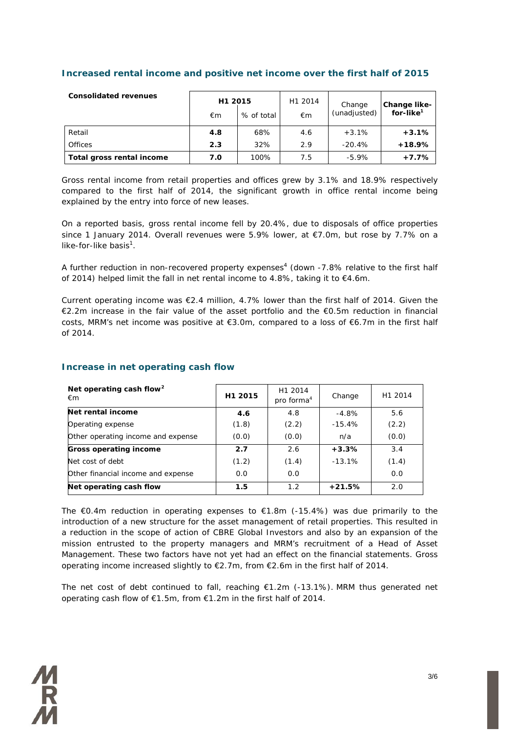## Increased rental income and positive net income over the first half of 2015

| Consolidated revenues | H1 2015 | | H1 2014 | Change (unadjusted) | Change like-for-like[1] |
|---|---|---|---|---|---|
| | €m | % of total | €m | | |
| Retail | **4.8** | 68% | 4.6 | +3.1% | **+3.1%** |
| Offices | **2.3** | 32% | 2.9 | -20.4% | **+18.9%** |
| **Total gross rental income** | **7.0** | 100% | 7.5 | -5.9% | **+7.7%** |

Gross rental income from retail properties and offices grew by 3.1% and 18.9% respectively compared to the first half of 2014, the significant growth in office rental income being explained by the entry into force of new leases.

On a reported basis, gross rental income fell by 20.4%, due to disposals of office properties since 1 January 2014. Overall revenues were 5.9% lower, at €7.0m, but rose by 7.7% on a like-for-like basis[1].

A further reduction in non-recovered property expenses[4] (down -7.8% relative to the first half of 2014) helped limit the fall in net rental income to 4.8%, taking it to €4.6m.

Current operating income was €2.4 million, 4.7% lower than the first half of 2014. Given the €2.2m increase in the fair value of the asset portfolio and the €0.5m reduction in financial costs, MRM's net income was positive at €3.0m, compared to a loss of €6.7m in the first half of 2014.

## Increase in net operating cash flow

| Net operating cash flow[2] €m | H1 2015 | H1 2014 pro forma[4] | Change | H1 2014 |
|---|---|---|---|---|
| **Net rental income** | **4.6** | 4.8 | -4.8% | 5.6 |
| Operating expense | (1.8) | (2.2) | -15.4% | (2.2) |
| Other operating income and expense | (0.0) | (0.0) | n/a | (0.0) |
| **Gross operating income** | **2.7** | 2.6 | **+3.3%** | 3.4 |
| Net cost of debt | (1.2) | (1.4) | -13.1% | (1.4) |
| Other financial income and expense | 0.0 | 0.0 | | 0.0 |
| **Net operating cash flow** | **1.5** | 1.2 | **+21.5%** | 2.0 |

The €0.4m reduction in operating expenses to €1.8m (-15.4%) was due primarily to the introduction of a new structure for the asset management of retail properties. This resulted in a reduction in the scope of action of CBRE Global Investors and also by an expansion of the mission entrusted to the property managers and MRM's recruitment of a Head of Asset Management. These two factors have not yet had an effect on the financial statements. Gross operating income increased slightly to €2.7m, from €2.6m in the first half of 2014.

The net cost of debt continued to fall, reaching €1.2m (-13.1%). MRM thus generated net operating cash flow of €1.5m, from €1.2m in the first half of 2014.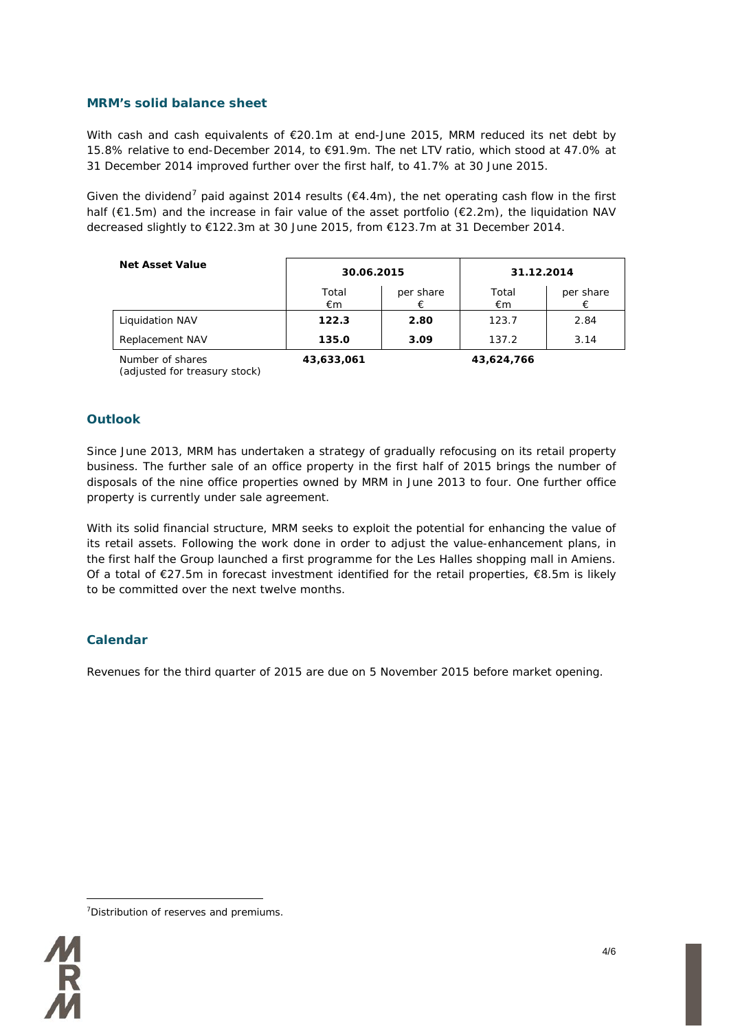## MRM's solid balance sheet

With cash and cash equivalents of €20.1m at end-June 2015, MRM reduced its net debt by 15.8% relative to end-December 2014, to €91.9m. The net LTV ratio, which stood at 47.0% at 31 December 2014 improved further over the first half, to 41.7% at 30 June 2015.

Given the dividend[7] paid against 2014 results (€4.4m), the net operating cash flow in the first half (€1.5m) and the increase in fair value of the asset portfolio (€2.2m), the liquidation NAV decreased slightly to €122.3m at 30 June 2015, from €123.7m at 31 December 2014.

| Net Asset Value | 30.06.2015 | | 31.12.2014 | |
|---|---|---|---|---|
| | Total €m | per share € | Total €m | per share € |
| Liquidation NAV | **122.3** | **2.80** | 123.7 | 2.84 |
| Replacement NAV | **135.0** | **3.09** | 137.2 | 3.14 |
| Number of shares (adjusted for treasury stock) | **43,633,061** | | **43,624,766** | |

## Outlook

Since June 2013, MRM has undertaken a strategy of gradually refocusing on its retail property business. The further sale of an office property in the first half of 2015 brings the number of disposals of the nine office properties owned by MRM in June 2013 to four. One further office property is currently under sale agreement.

With its solid financial structure, MRM seeks to exploit the potential for enhancing the value of its retail assets. Following the work done in order to adjust the value-enhancement plans, in the first half the Group launched a first programme for the Les Halles shopping mall in Amiens. Of a total of €27.5m in forecast investment identified for the retail properties, €8.5m is likely to be committed over the next twelve months.

## Calendar

Revenues for the third quarter of 2015 are due on 5 November 2015 before market opening.

[7] Distribution of reserves and premiums.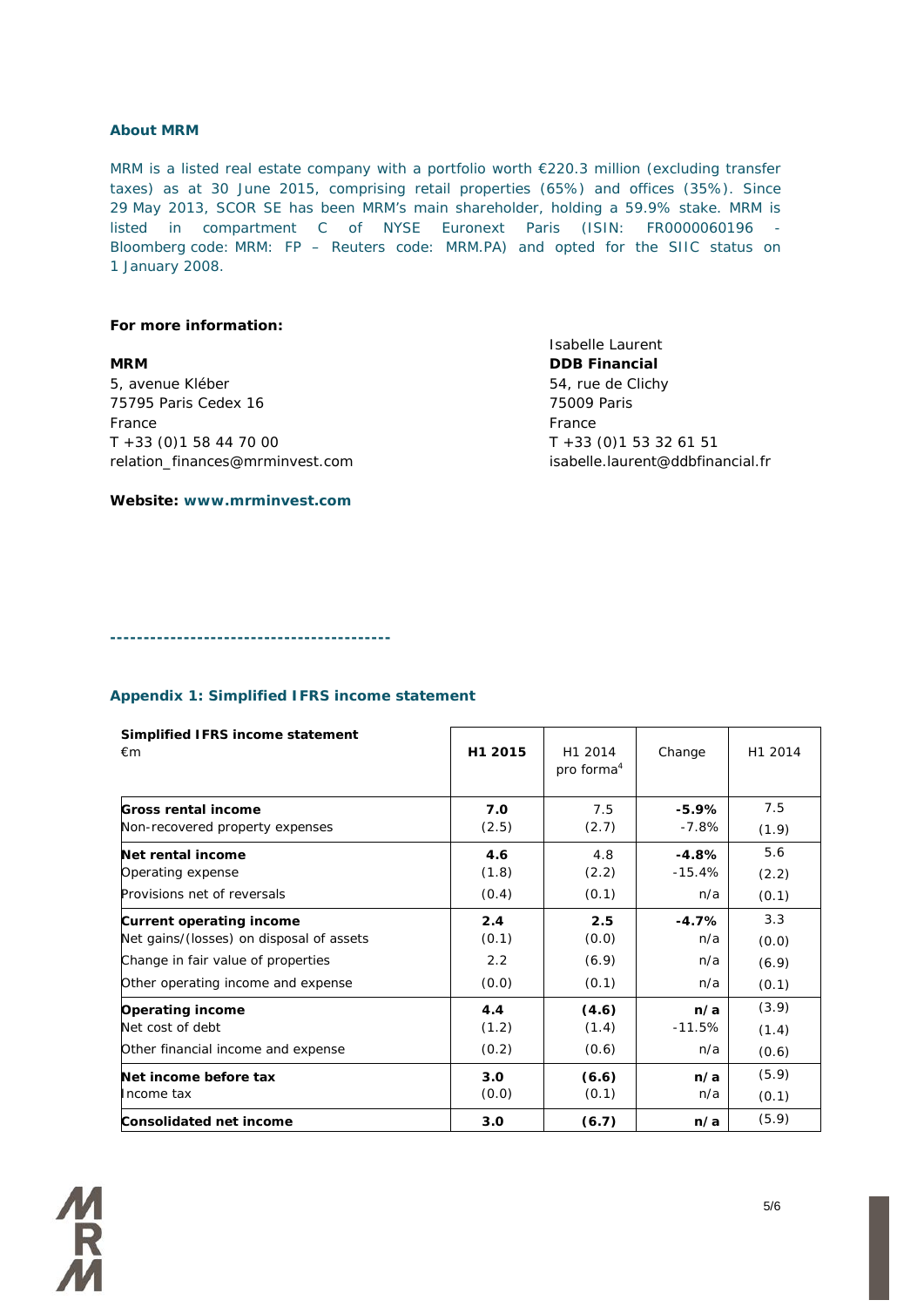## About MRM

MRM is a listed real estate company with a portfolio worth €220.3 million (excluding transfer taxes) as at 30 June 2015, comprising retail properties (65%) and offices (35%). Since 29 May 2013, SCOR SE has been MRM's main shareholder, holding a 59.9% stake. MRM is listed in compartment C of NYSE Euronext Paris (ISIN: FR0000060196 - Bloomberg code: MRM: FP – Reuters code: MRM.PA) and opted for the SIIC status on 1 January 2008.

**For more information:**

**MRM**
5, avenue Kléber
75795 Paris Cedex 16
France
T +33 (0)1 58 44 70 00
relation_finances@mrminvest.com

Isabelle Laurent
**DDB Financial**
54, rue de Clichy
75009 Paris
France
T +33 (0)1 53 32 61 51
isabelle.laurent@ddbfinancial.fr

**Website: www.mrminvest.com**

---

### Appendix 1: Simplified IFRS income statement

| **Simplified IFRS income statement** €m | **H1 2015** | H1 2014 pro forma[4] | Change | H1 2014 |
|---|---|---|---|---|
| **Gross rental income** | **7.0** | 7.5 | **-5.9%** | 7.5 |
| Non-recovered property expenses | (2.5) | (2.7) | -7.8% | (1.9) |
| **Net rental income** | **4.6** | 4.8 | **-4.8%** | 5.6 |
| Operating expense | (1.8) | (2.2) | -15.4% | (2.2) |
| Provisions net of reversals | (0.4) | (0.1) | n/a | (0.1) |
| **Current operating income** | **2.4** | **2.5** | **-4.7%** | 3.3 |
| Net gains/(losses) on disposal of assets | (0.1) | (0.0) | n/a | (0.0) |
| Change in fair value of properties | 2.2 | (6.9) | n/a | (6.9) |
| Other operating income and expense | (0.0) | (0.1) | n/a | (0.1) |
| **Operating income** | **4.4** | **(4.6)** | **n/a** | (3.9) |
| Net cost of debt | (1.2) | (1.4) | -11.5% | (1.4) |
| Other financial income and expense | (0.2) | (0.6) | n/a | (0.6) |
| **Net income before tax** | **3.0** | **(6.6)** | **n/a** | (5.9) |
| Income tax | (0.0) | (0.1) | n/a | (0.1) |
| **Consolidated net income** | **3.0** | **(6.7)** | **n/a** | (5.9) |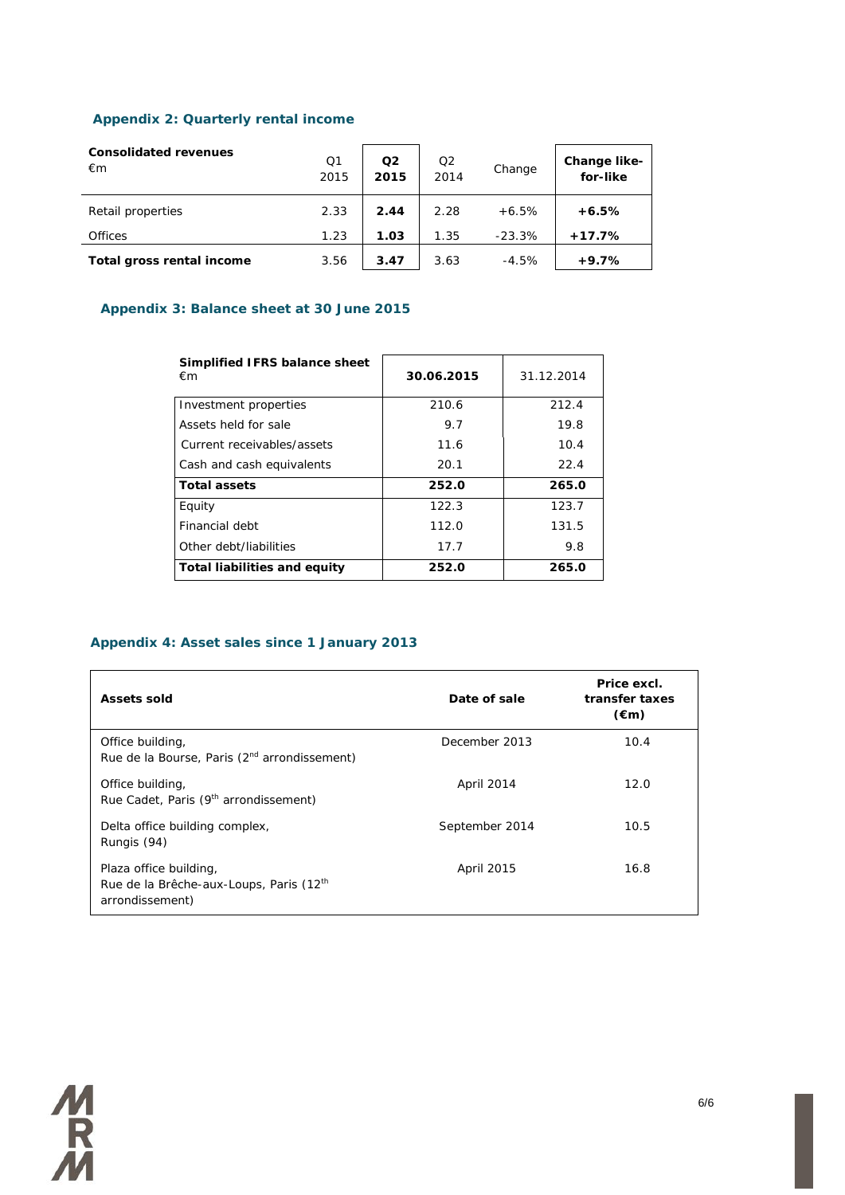## Appendix 2: Quarterly rental income

| **Consolidated revenues** €m | Q1 2015 | **Q2 2015** | Q2 2014 | Change | **Change like-for-like** |
|---|---|---|---|---|---|
| Retail properties | 2.33 | **2.44** | 2.28 | +6.5% | **+6.5%** |
| Offices | 1.23 | **1.03** | 1.35 | -23.3% | **+17.7%** |
| **Total gross rental income** | 3.56 | **3.47** | 3.63 | -4.5% | **+9.7%** |

## Appendix 3: Balance sheet at 30 June 2015

| **Simplified IFRS balance sheet** €m | **30.06.2015** | 31.12.2014 |
|---|---|---|
| Investment properties | 210.6 | 212.4 |
| Assets held for sale | 9.7 | 19.8 |
| Current receivables/assets | 11.6 | 10.4 |
| Cash and cash equivalents | 20.1 | 22.4 |
| **Total assets** | **252.0** | **265.0** |
| Equity | 122.3 | 123.7 |
| Financial debt | 112.0 | 131.5 |
| Other debt/liabilities | 17.7 | 9.8 |
| **Total liabilities and equity** | **252.0** | **265.0** |

## Appendix 4: Asset sales since 1 January 2013

| **Assets sold** | **Date of sale** | **Price excl. transfer taxes (€m)** |
|---|---|---|
| Office building, Rue de la Bourse, Paris (2nd arrondissement) | December 2013 | 10.4 |
| Office building, Rue Cadet, Paris (9th arrondissement) | April 2014 | 12.0 |
| Delta office building complex, Rungis (94) | September 2014 | 10.5 |
| Plaza office building, Rue de la Brêche-aux-Loups, Paris (12th arrondissement) | April 2015 | 16.8 |